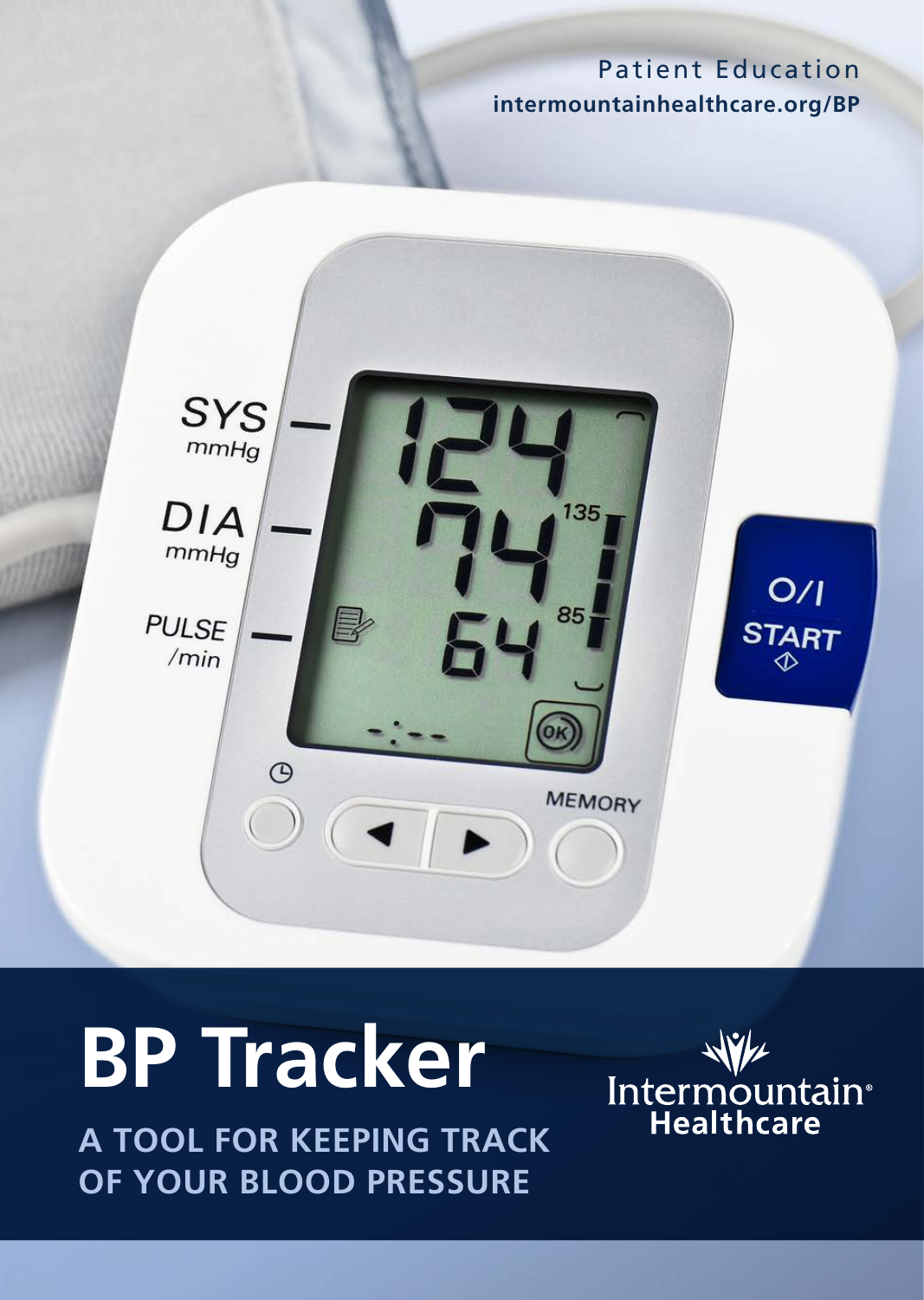Patient Education
**intermountainhealthcare.org/BP**

# BP Tracker

## A TOOL FOR KEEPING TRACK OF YOUR BLOOD PRESSURE

Intermountain® Healthcare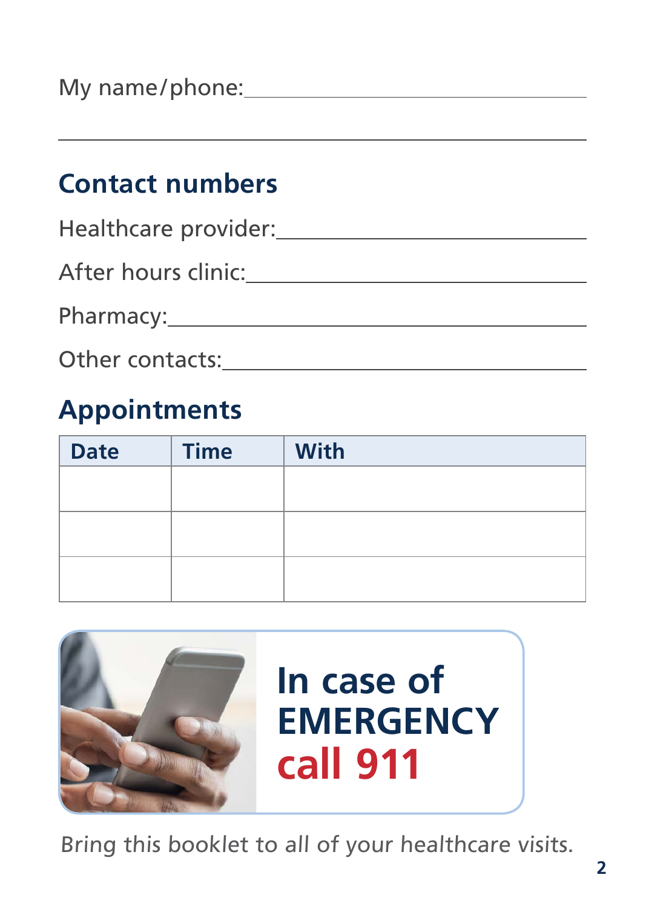My name/phone: ______________________________

______________________________________________

## Contact numbers

Healthcare provider: ______________________________

After hours clinic: ______________________________

Pharmacy: ______________________________

Other contacts: ______________________________

## Appointments

| Date | Time | With |
|---|---|---|
| | | |
| | | |
| | | |

**In case of EMERGENCY call 911**

*Bring this booklet to all of your healthcare visits.*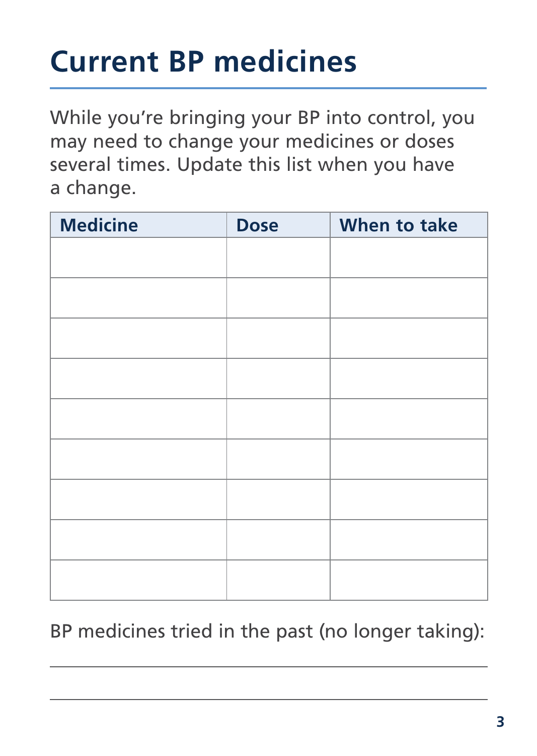# Current BP medicines

While you're bringing your BP into control, you may need to change your medicines or doses several times. Update this list when you have a change.

| Medicine | Dose | When to take |
|---|---|---|
| | | |
| | | |
| | | |
| | | |
| | | |
| | | |
| | | |
| | | |
| | | |

BP medicines tried in the past (no longer taking):

\_\_\_\_\_\_\_\_\_\_\_\_\_\_\_\_\_\_\_\_\_\_\_\_\_\_\_\_\_\_\_\_\_\_\_\_\_\_\_\_

\_\_\_\_\_\_\_\_\_\_\_\_\_\_\_\_\_\_\_\_\_\_\_\_\_\_\_\_\_\_\_\_\_\_\_\_\_\_\_\_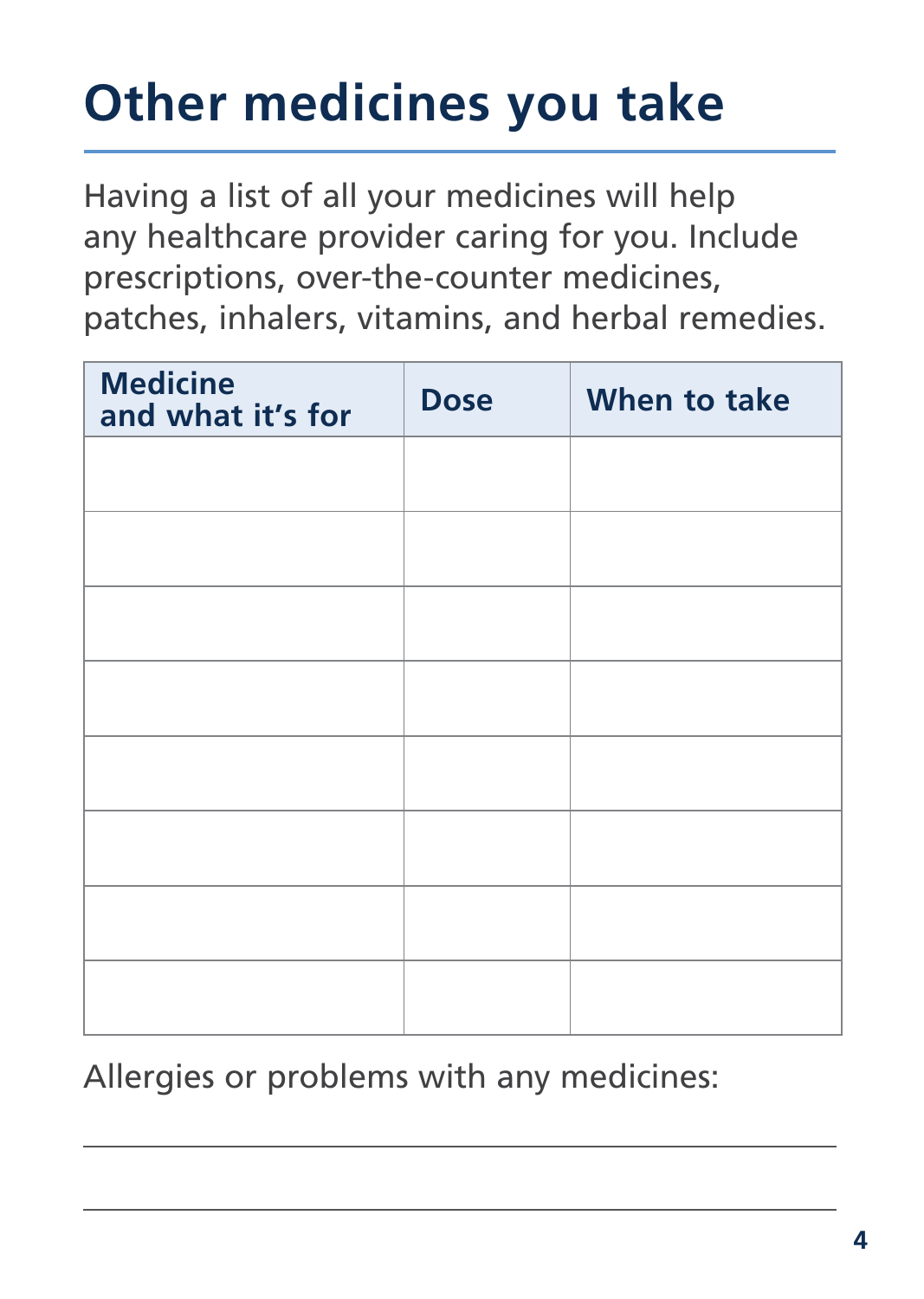# Other medicines you take

Having a list of all your medicines will help any healthcare provider caring for you. Include prescriptions, over-the-counter medicines, patches, inhalers, vitamins, and herbal remedies.

| Medicine and what it's for | Dose | When to take |
|---|---|---|
| | | |
| | | |
| | | |
| | | |
| | | |
| | | |
| | | |
| | | |

Allergies or problems with any medicines:

______________________________________________

______________________________________________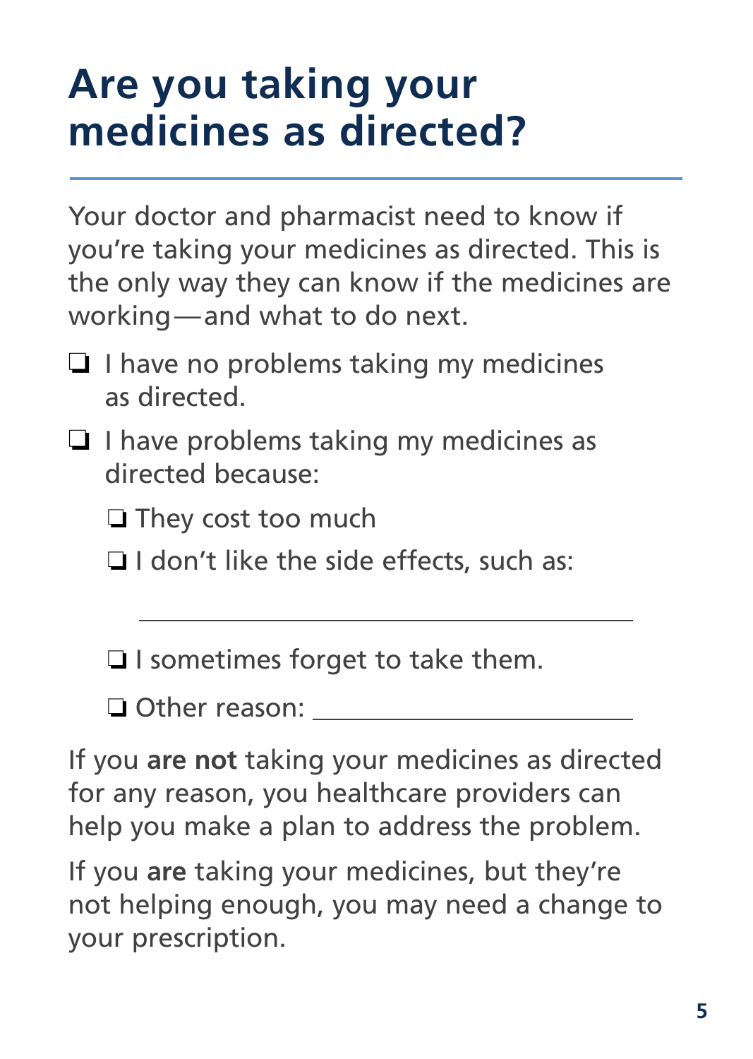# Are you taking your medicines as directed?

Your doctor and pharmacist need to know if you're taking your medicines as directed. This is the only way they can know if the medicines are working—and what to do next.

- ❑ I have no problems taking my medicines as directed.
- ❑ I have problems taking my medicines as directed because:
  - ❑ They cost too much
  - ❑ I don't like the side effects, such as:

    ______________________________

  - ❑ I sometimes forget to take them.
  - ❑ Other reason: ____________________

If you **are not** taking your medicines as directed for any reason, you healthcare providers can help you make a plan to address the problem.

If you **are** taking your medicines, but they're not helping enough, you may need a change to your prescription.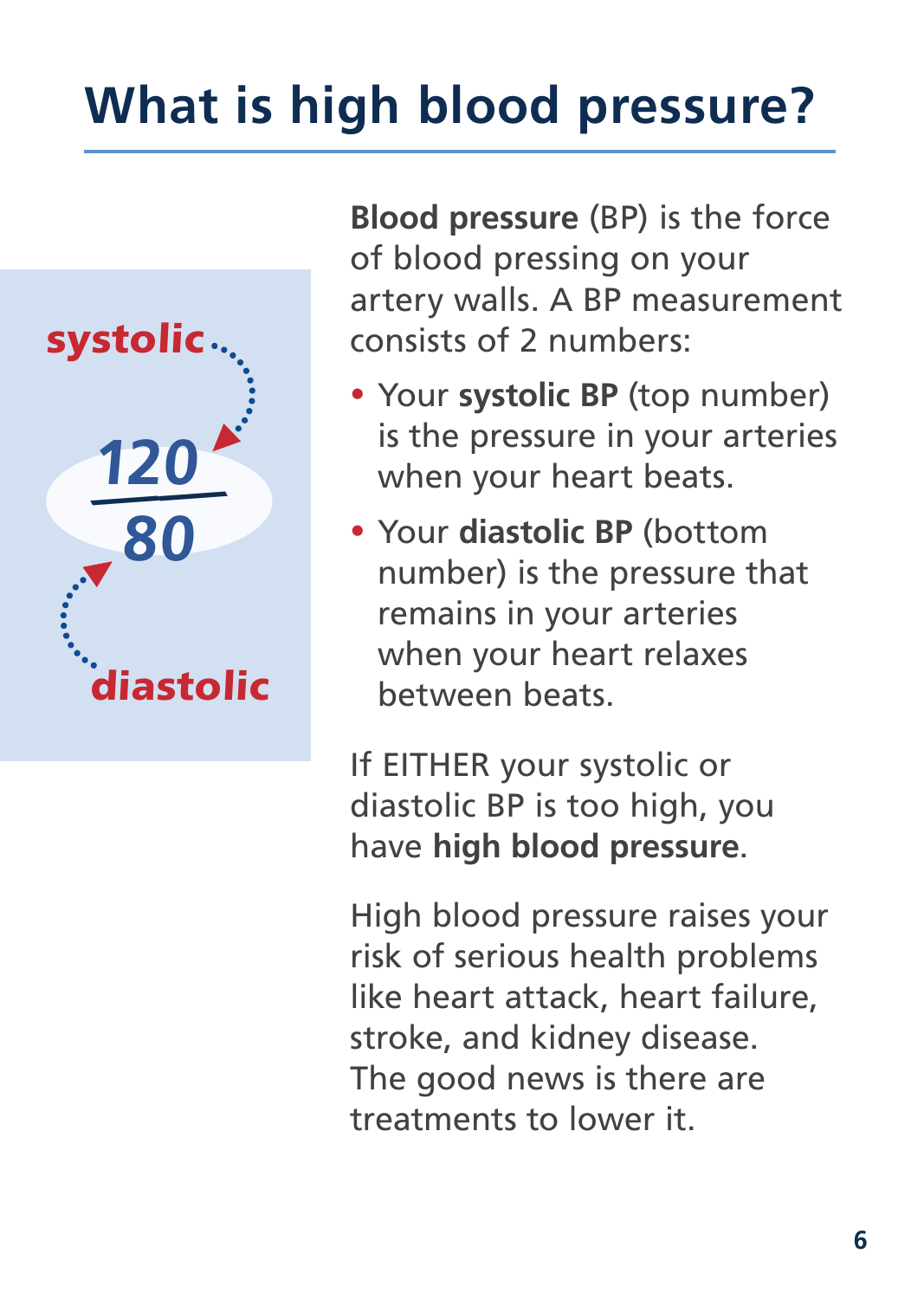# What is high blood pressure?

systolic

120
80

diastolic

**Blood pressure** (BP) is the force of blood pressing on your artery walls. A BP measurement consists of 2 numbers:

- Your **systolic BP** (top number) is the pressure in your arteries when your heart beats.
- Your **diastolic BP** (bottom number) is the pressure that remains in your arteries when your heart relaxes between beats.

If EITHER your systolic or diastolic BP is too high, you have **high blood pressure**.

High blood pressure raises your risk of serious health problems like heart attack, heart failure, stroke, and kidney disease. The good news is there are treatments to lower it.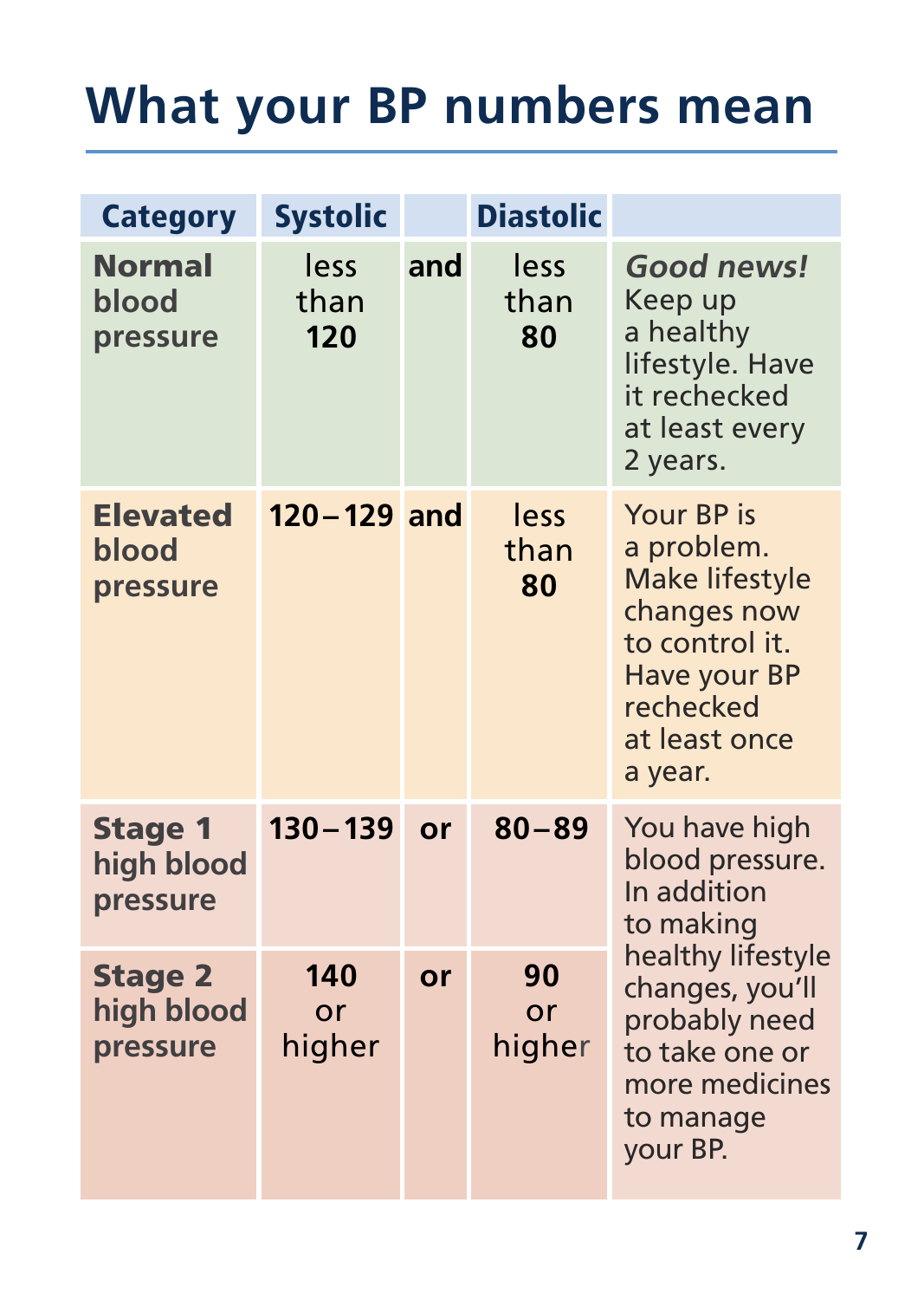# What your BP numbers mean

| Category | Systolic | | Diastolic | |
|---|---|---|---|---|
| **Normal blood pressure** | less than **120** | **and** | less than **80** | ***Good news!*** Keep up a healthy lifestyle. Have it rechecked at least every 2 years. |
| **Elevated blood pressure** | **120 – 129** | **and** | less than **80** | Your BP is a problem. Make lifestyle changes now to control it. Have your BP rechecked at least once a year. |
| **Stage 1 high blood pressure** | **130 – 139** | **or** | **80 – 89** | You have high blood pressure. In addition to making healthy lifestyle changes, you'll probably need to take one or more medicines to manage your BP. |
| **Stage 2 high blood pressure** | **140** or higher | **or** | **90** or higher | |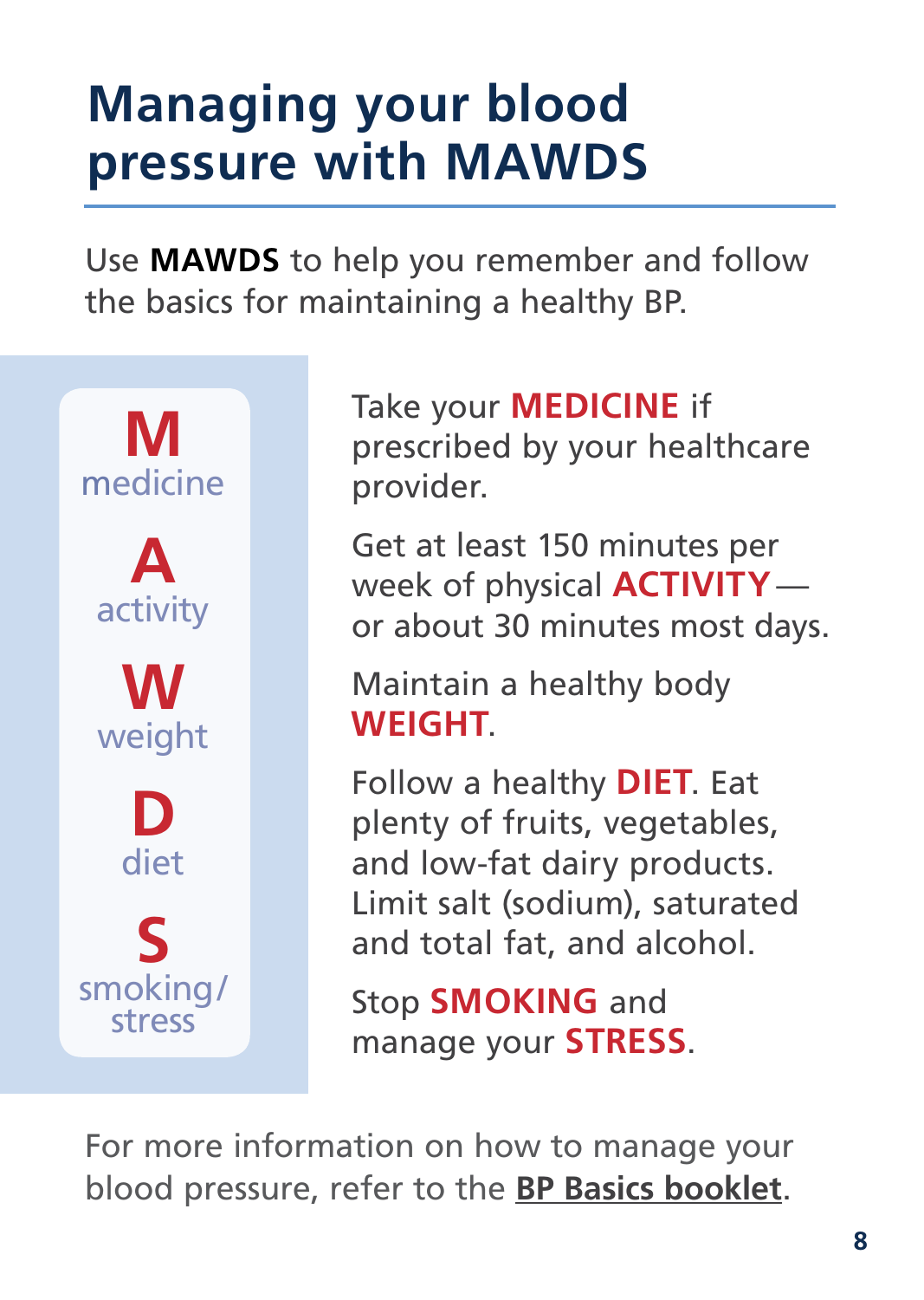# Managing your blood pressure with MAWDS

Use **MAWDS** to help you remember and follow the basics for maintaining a healthy BP.

| | |
|---|---|
| **M** medicine | Take your **MEDICINE** if prescribed by your healthcare provider. |
| **A** activity | Get at least 150 minutes per week of physical **ACTIVITY** — or about 30 minutes most days. |
| **W** weight | Maintain a healthy body **WEIGHT**. |
| **D** diet | Follow a healthy **DIET**. Eat plenty of fruits, vegetables, and low-fat dairy products. Limit salt (sodium), saturated and total fat, and alcohol. |
| **S** smoking/stress | Stop **SMOKING** and manage your **STRESS**. |

For more information on how to manage your blood pressure, refer to the **BP Basics booklet**.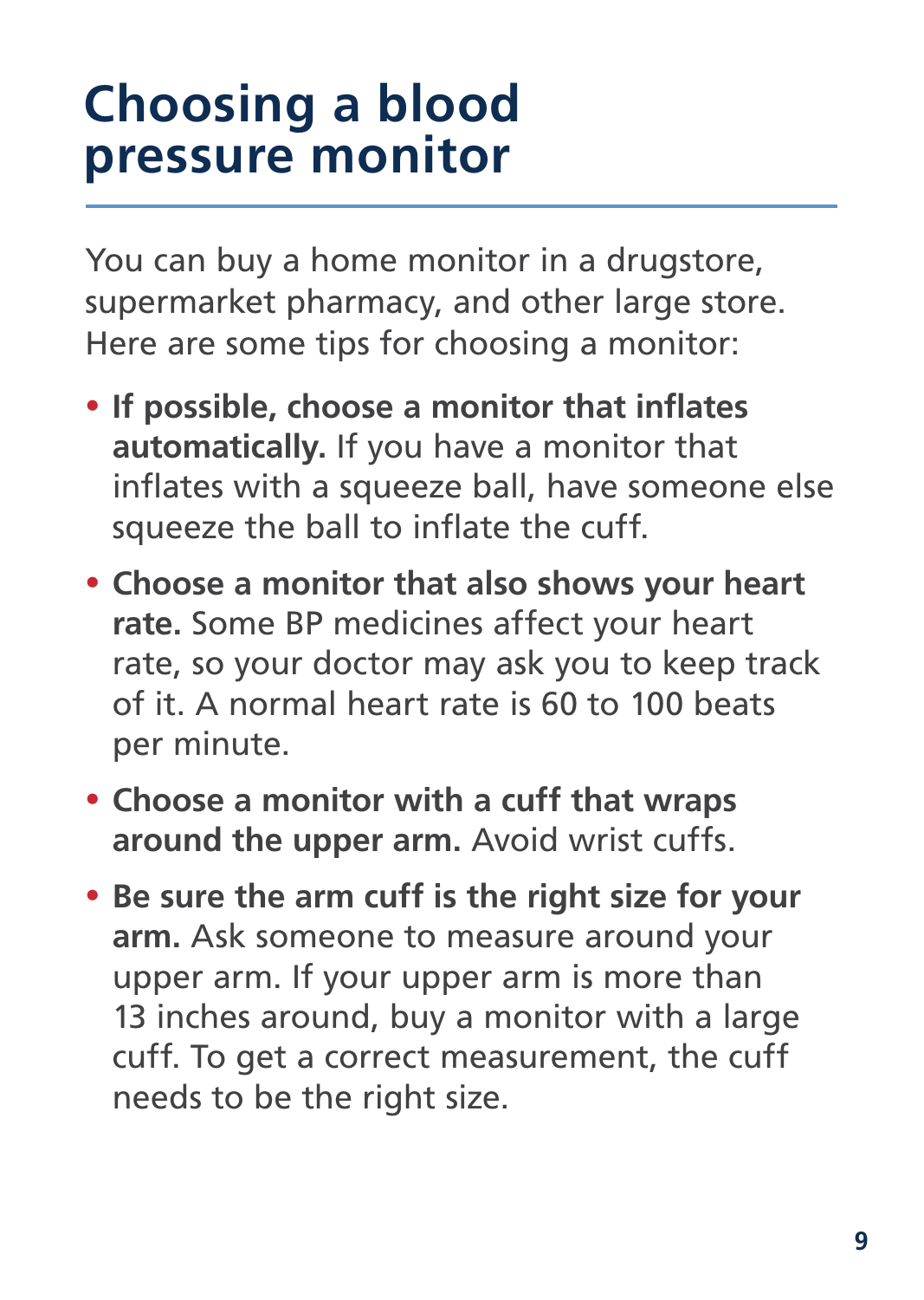# Choosing a blood pressure monitor

You can buy a home monitor in a drugstore, supermarket pharmacy, and other large store. Here are some tips for choosing a monitor:

- **If possible, choose a monitor that inflates automatically.** If you have a monitor that inflates with a squeeze ball, have someone else squeeze the ball to inflate the cuff.
- **Choose a monitor that also shows your heart rate.** Some BP medicines affect your heart rate, so your doctor may ask you to keep track of it. A normal heart rate is 60 to 100 beats per minute.
- **Choose a monitor with a cuff that wraps around the upper arm.** Avoid wrist cuffs.
- **Be sure the arm cuff is the right size for your arm.** Ask someone to measure around your upper arm. If your upper arm is more than 13 inches around, buy a monitor with a large cuff. To get a correct measurement, the cuff needs to be the right size.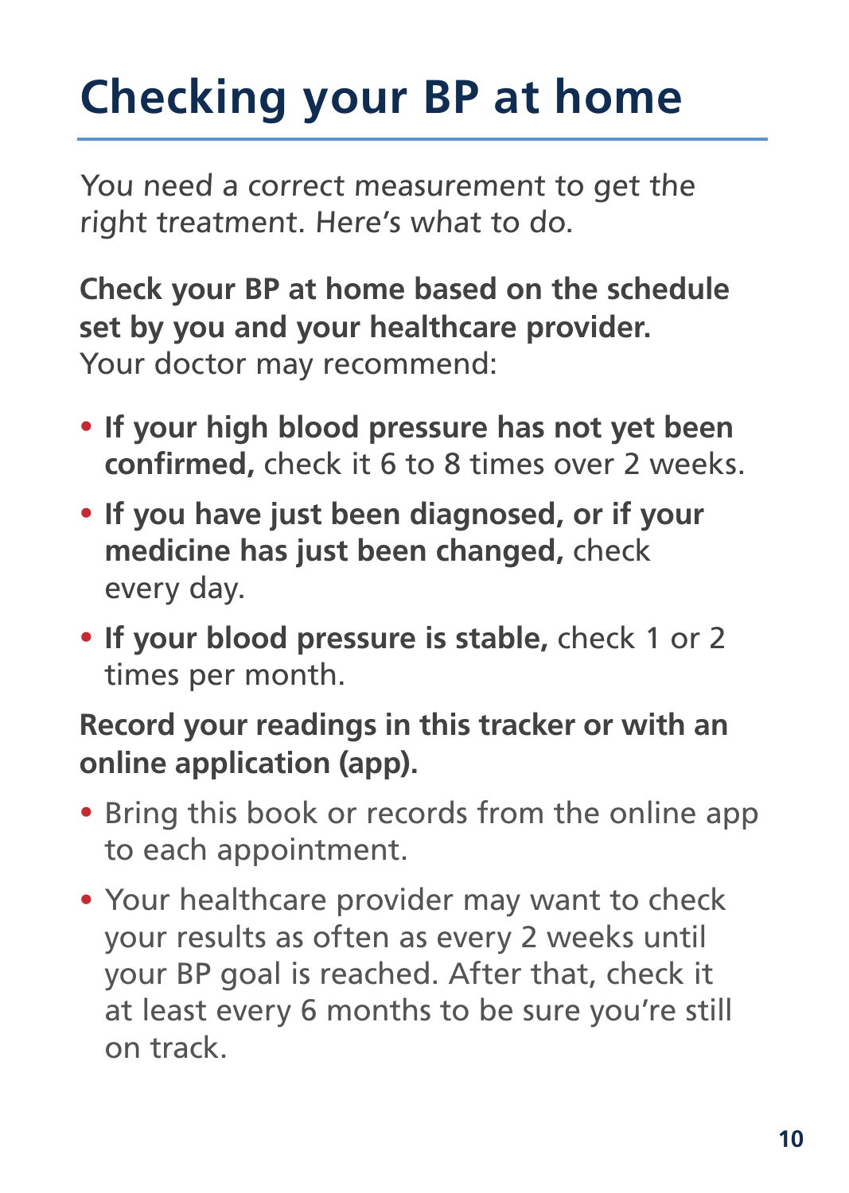# Checking your BP at home

*You need a correct measurement to get the right treatment. Here's what to do.*

**Check your BP at home based on the schedule set by you and your healthcare provider.** Your doctor may recommend:

- **If your high blood pressure has not yet been confirmed,** check it 6 to 8 times over 2 weeks.
- **If you have just been diagnosed, or if your medicine has just been changed,** check every day.
- **If your blood pressure is stable,** check 1 or 2 times per month.

**Record your readings in this tracker or with an online application (app).**

- Bring this book or records from the online app to each appointment.
- Your healthcare provider may want to check your results as often as every 2 weeks until your BP goal is reached. After that, check it at least every 6 months to be sure you're still on track.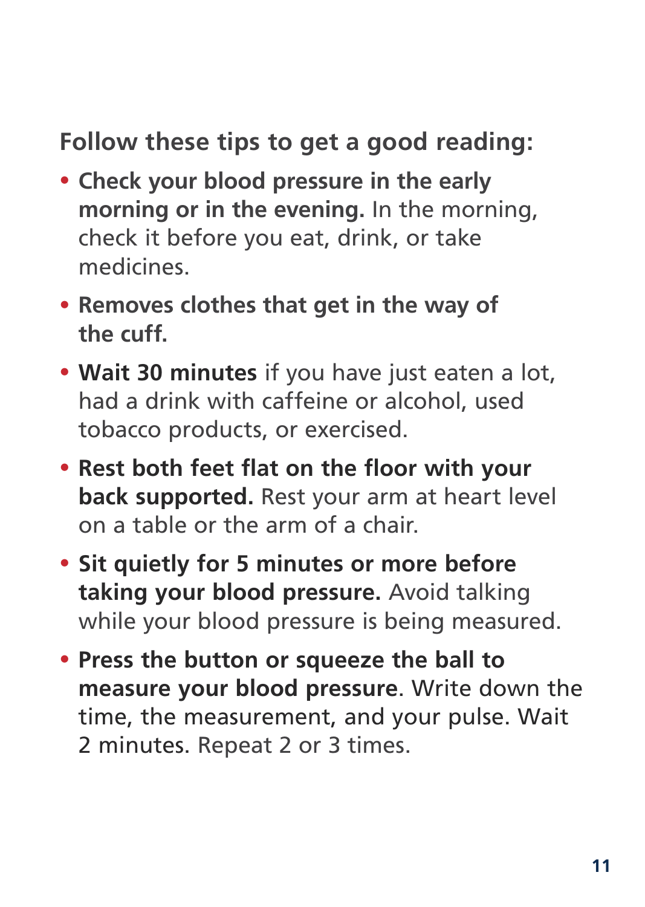**Follow these tips to get a good reading:**

- **Check your blood pressure in the early morning or in the evening.** In the morning, check it before you eat, drink, or take medicines.
- **Removes clothes that get in the way of the cuff.**
- **Wait 30 minutes** if you have just eaten a lot, had a drink with caffeine or alcohol, used tobacco products, or exercised.
- **Rest both feet flat on the floor with your back supported.** Rest your arm at heart level on a table or the arm of a chair.
- **Sit quietly for 5 minutes or more before taking your blood pressure.** Avoid talking while your blood pressure is being measured.
- **Press the button or squeeze the ball to measure your blood pressure**. Write down the time, the measurement, and your pulse. Wait 2 minutes. Repeat 2 or 3 times.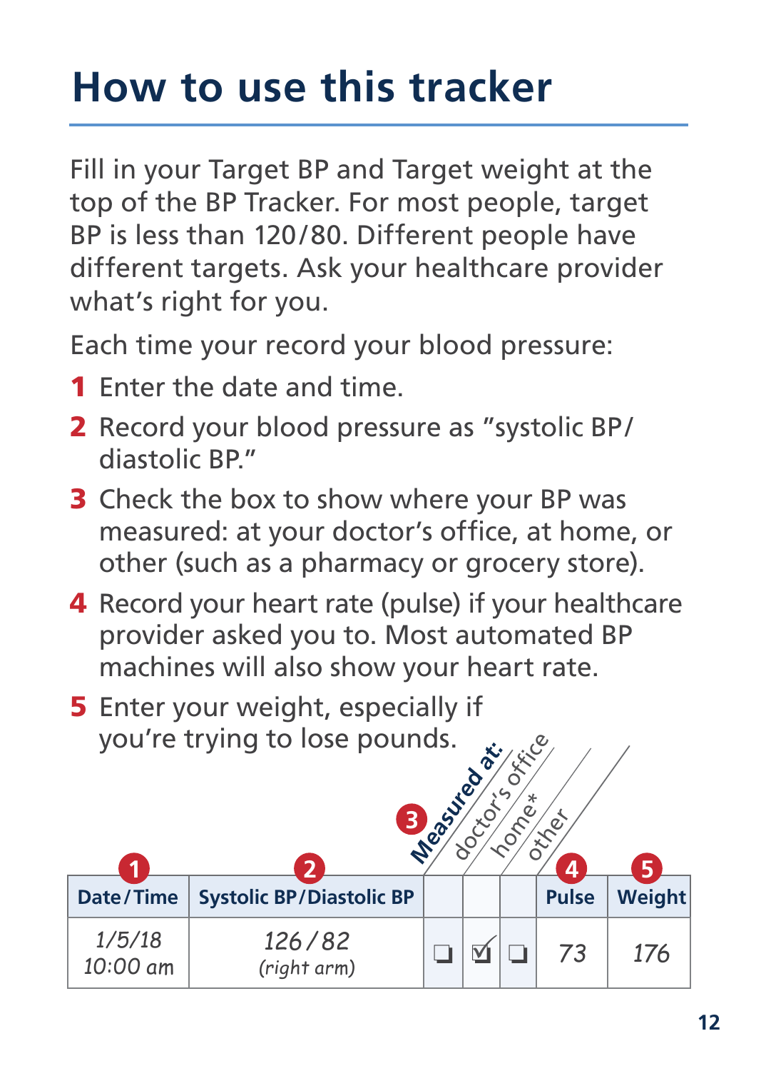# How to use this tracker

Fill in your Target BP and Target weight at the top of the BP Tracker. For most people, target BP is less than 120/80. Different people have different targets. Ask your healthcare provider what's right for you.

Each time your record your blood pressure:

**1** Enter the date and time.

**2** Record your blood pressure as "systolic BP/ diastolic BP."

**3** Check the box to show where your BP was measured: at your doctor's office, at home, or other (such as a pharmacy or grocery store).

**4** Record your heart rate (pulse) if your healthcare provider asked you to. Most automated BP machines will also show your heart rate.

**5** Enter your weight, especially if you're trying to lose pounds.

| Date/Time (1) | Systolic BP/Diastolic BP (2) | Measured at (3): doctor's office | home* | other | Pulse (4) | Weight (5) |
|---|---|---|---|---|---|---|
| 1/5/18 10:00 am | 126/82 (right arm) | ❏ | ☑ | ❏ | 73 | 176 |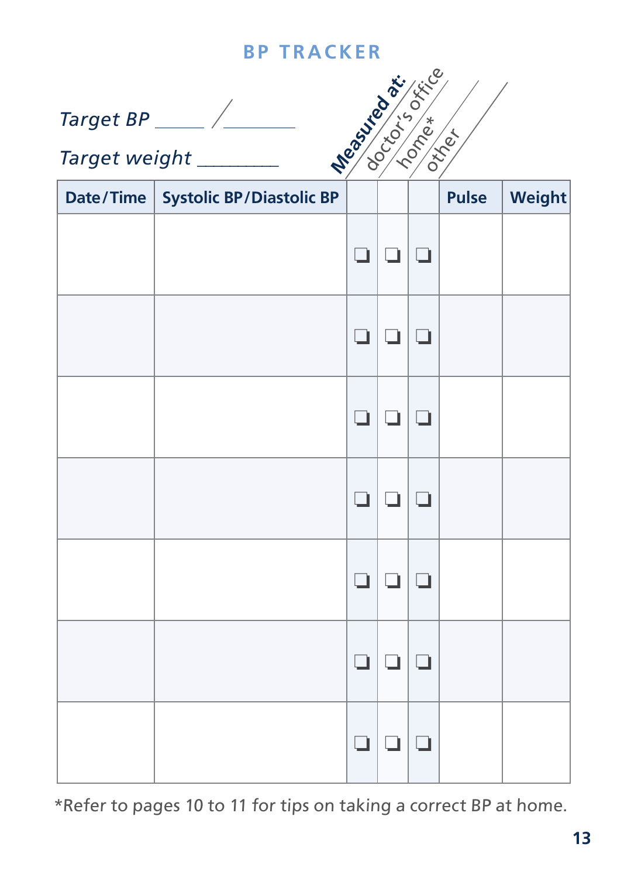## BP TRACKER

*Target BP* _____ / _______

*Target weight* ________

| Date/Time | Systolic BP/Diastolic BP | Measured at: doctor's office | home* | other | Pulse | Weight |
|---|---|---|---|---|---|---|
| | | ❑ | ❑ | ❑ | | |
| | | ❑ | ❑ | ❑ | | |
| | | ❑ | ❑ | ❑ | | |
| | | ❑ | ❑ | ❑ | | |
| | | ❑ | ❑ | ❑ | | |
| | | ❑ | ❑ | ❑ | | |
| | | ❑ | ❑ | ❑ | | |

*Refer to pages 10 to 11 for tips on taking a correct BP at home.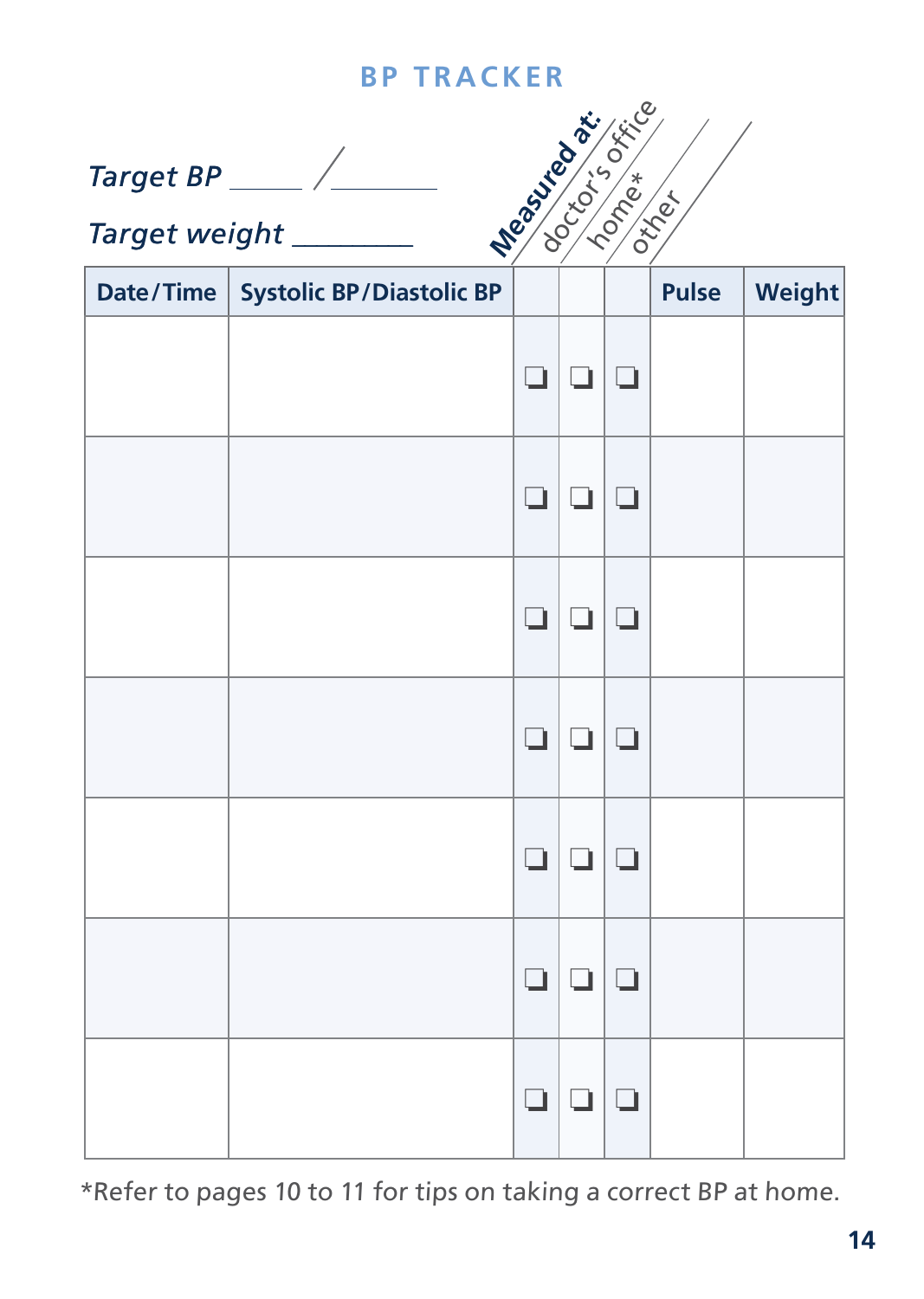## BP TRACKER

*Target BP* _____ / _______

*Target weight* ________

| Date/Time | Systolic BP/Diastolic BP | Measured at: doctor's office | home* | other | Pulse | Weight |
|---|---|---|---|---|---|---|
| | | ❑ | ❑ | ❑ | | |
| | | ❑ | ❑ | ❑ | | |
| | | ❑ | ❑ | ❑ | | |
| | | ❑ | ❑ | ❑ | | |
| | | ❑ | ❑ | ❑ | | |
| | | ❑ | ❑ | ❑ | | |
| | | ❑ | ❑ | ❑ | | |

*Refer to pages 10 to 11 for tips on taking a correct BP at home.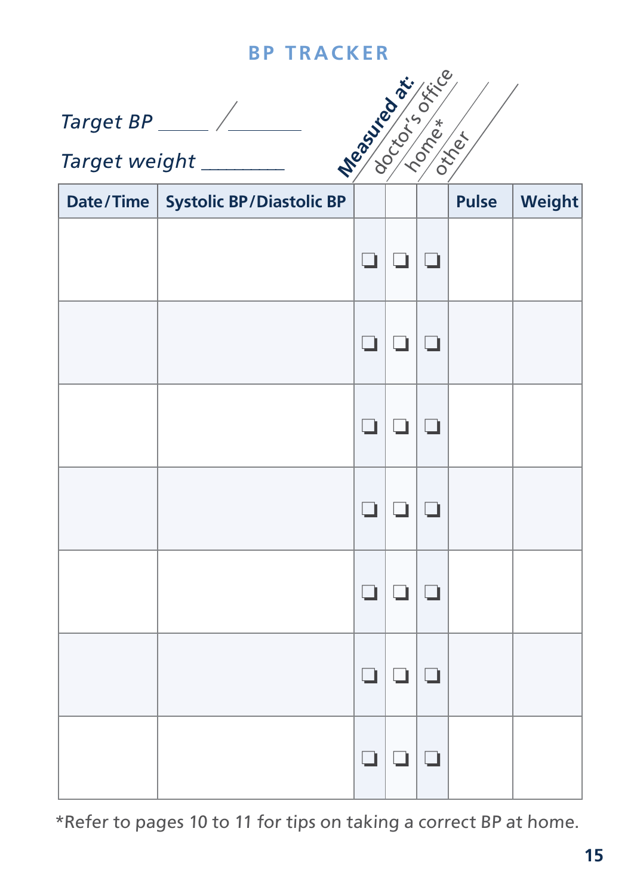## BP TRACKER

*Target BP* _____ / _______

*Target weight* ________

| Date/Time | Systolic BP/Diastolic BP | Measured at: doctor's office | home* | other | Pulse | Weight |
|---|---|---|---|---|---|---|
| | | ❑ | ❑ | ❑ | | |
| | | ❑ | ❑ | ❑ | | |
| | | ❑ | ❑ | ❑ | | |
| | | ❑ | ❑ | ❑ | | |
| | | ❑ | ❑ | ❑ | | |
| | | ❑ | ❑ | ❑ | | |
| | | ❑ | ❑ | ❑ | | |

*Refer to pages 10 to 11 for tips on taking a correct BP at home.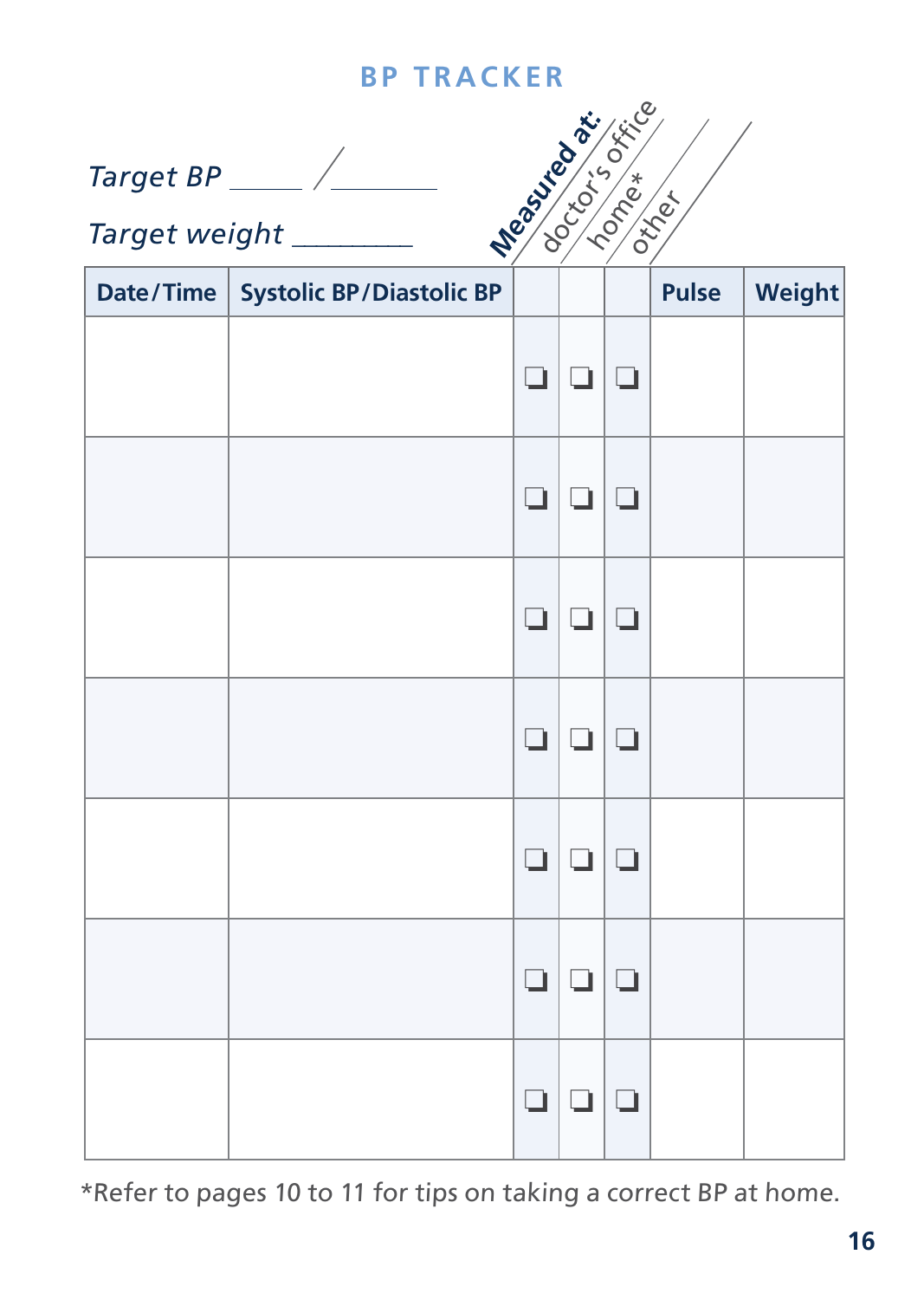## BP TRACKER

*Target BP* \_\_\_\_\_ / \_\_\_\_\_\_\_

*Target weight* \_\_\_\_\_\_\_\_

| Date/Time | Systolic BP/Diastolic BP | Measured at: doctor's office | home* | other | Pulse | Weight |
|---|---|---|---|---|---|---|
| | | ❑ | ❑ | ❑ | | |
| | | ❑ | ❑ | ❑ | | |
| | | ❑ | ❑ | ❑ | | |
| | | ❑ | ❑ | ❑ | | |
| | | ❑ | ❑ | ❑ | | |
| | | ❑ | ❑ | ❑ | | |
| | | ❑ | ❑ | ❑ | | |

*Refer to pages 10 to 11 for tips on taking a correct BP at home.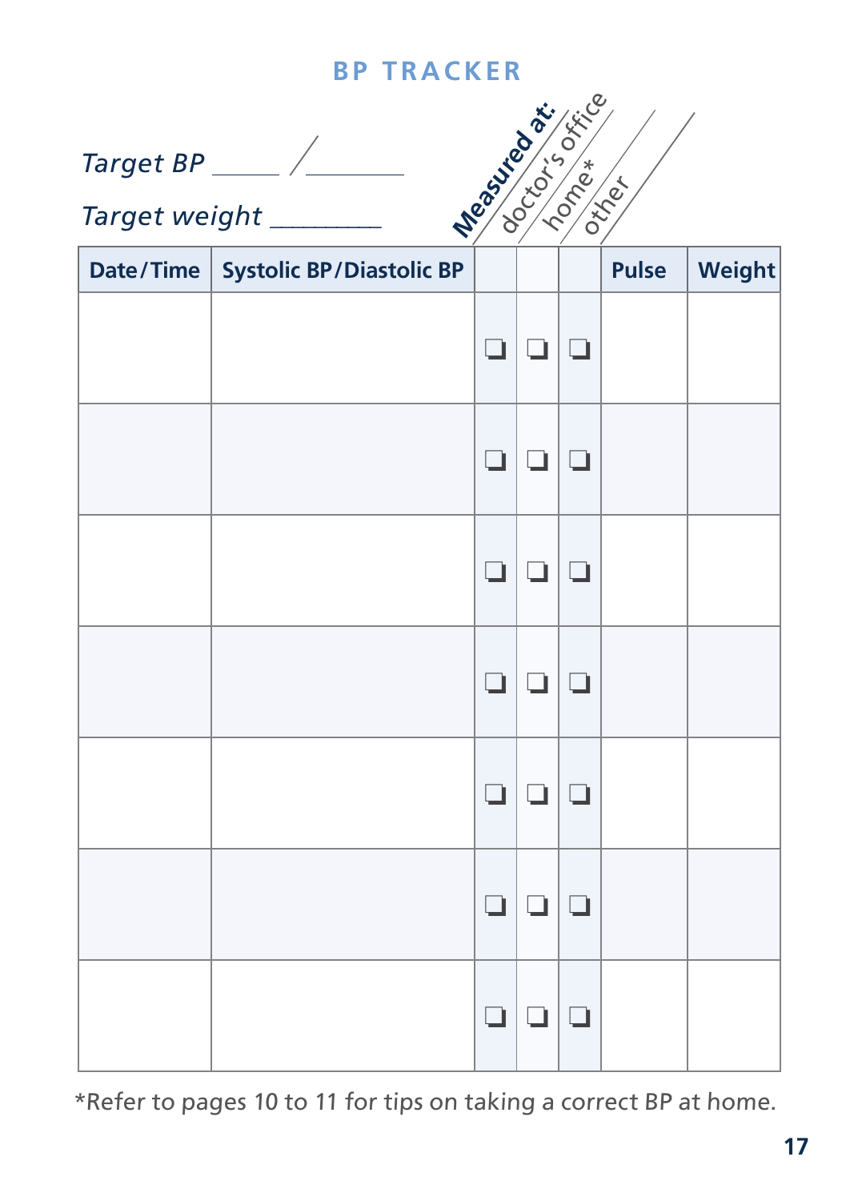# BP TRACKER

*Target BP* _____ / _______

*Target weight* ________

| Date/Time | Systolic BP/Diastolic BP | Measured at: doctor's office | home* | other | Pulse | Weight |
|---|---|---|---|---|---|---|
| | | ❑ | ❑ | ❑ | | |
| | | ❑ | ❑ | ❑ | | |
| | | ❑ | ❑ | ❑ | | |
| | | ❑ | ❑ | ❑ | | |
| | | ❑ | ❑ | ❑ | | |
| | | ❑ | ❑ | ❑ | | |
| | | ❑ | ❑ | ❑ | | |

*Refer to pages 10 to 11 for tips on taking a correct BP at home.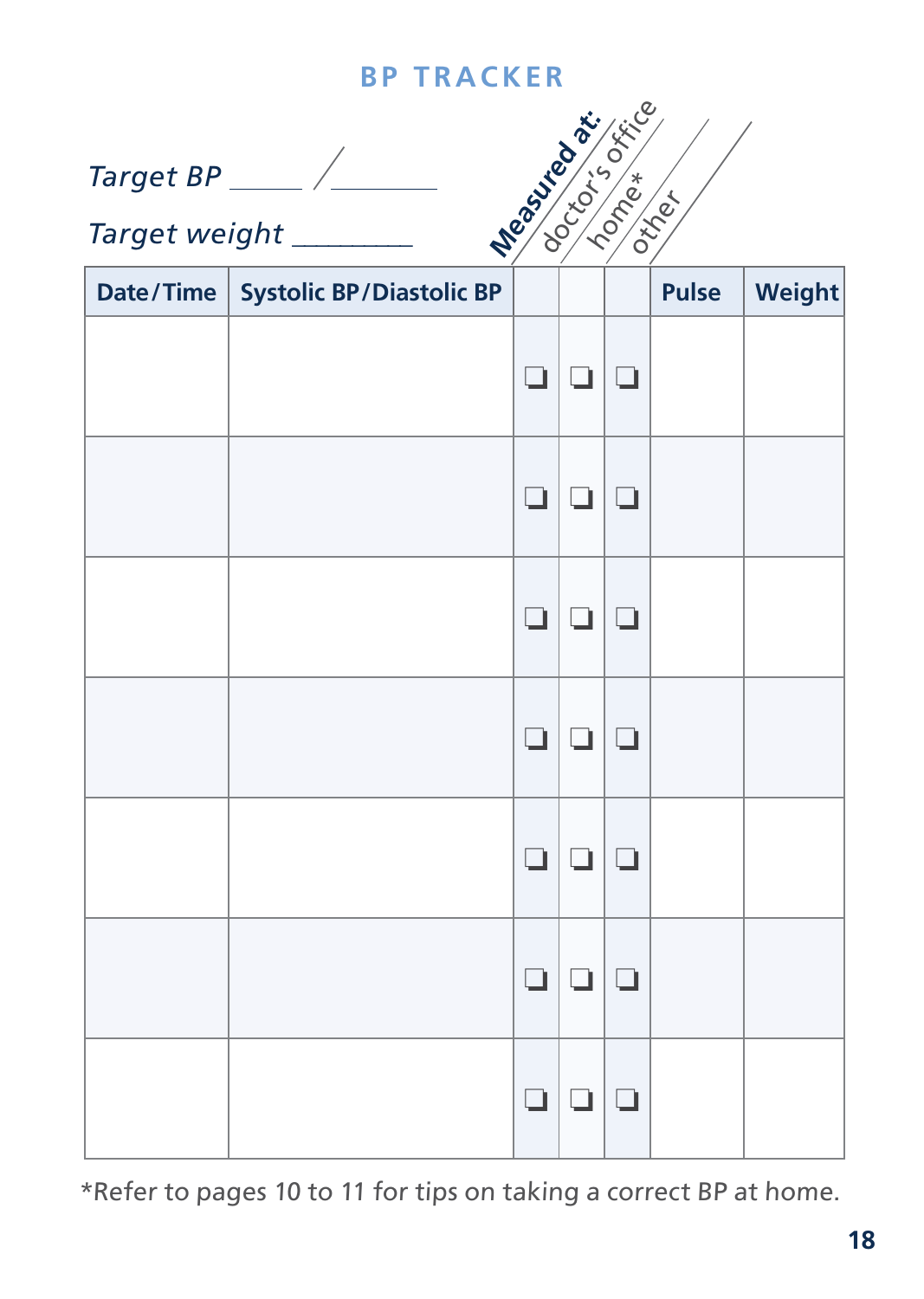## BP TRACKER

*Target BP* _____ / _______

*Target weight* ________

| Date/Time | Systolic BP/Diastolic BP | Measured at: doctor's office | home* | other | Pulse | Weight |
|---|---|---|---|---|---|---|
| | | ❑ | ❑ | ❑ | | |
| | | ❑ | ❑ | ❑ | | |
| | | ❑ | ❑ | ❑ | | |
| | | ❑ | ❑ | ❑ | | |
| | | ❑ | ❑ | ❑ | | |
| | | ❑ | ❑ | ❑ | | |
| | | ❑ | ❑ | ❑ | | |

*Refer to pages 10 to 11 for tips on taking a correct BP at home.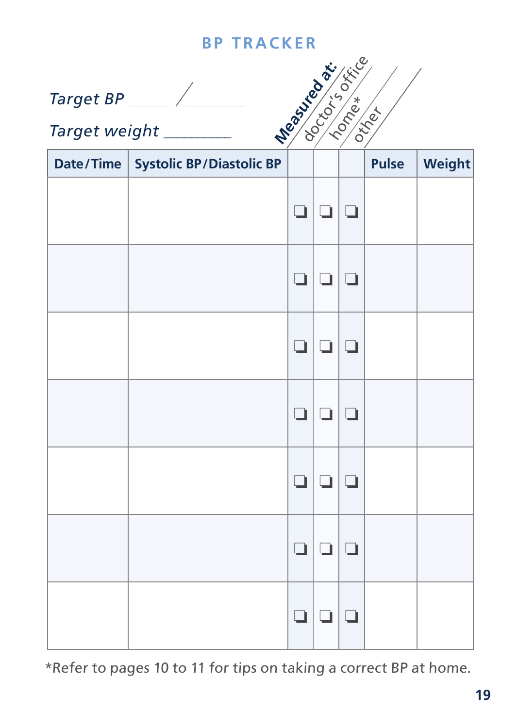## BP TRACKER

*Target BP* ______ / ________

*Target weight* ________

| Date/Time | Systolic BP/Diastolic BP | Measured at: doctor's office | home* | other | Pulse | Weight |
|---|---|---|---|---|---|---|
| | | ❑ | ❑ | ❑ | | |
| | | ❑ | ❑ | ❑ | | |
| | | ❑ | ❑ | ❑ | | |
| | | ❑ | ❑ | ❑ | | |
| | | ❑ | ❑ | ❑ | | |
| | | ❑ | ❑ | ❑ | | |
| | | ❑ | ❑ | ❑ | | |

*Refer to pages 10 to 11 for tips on taking a correct BP at home.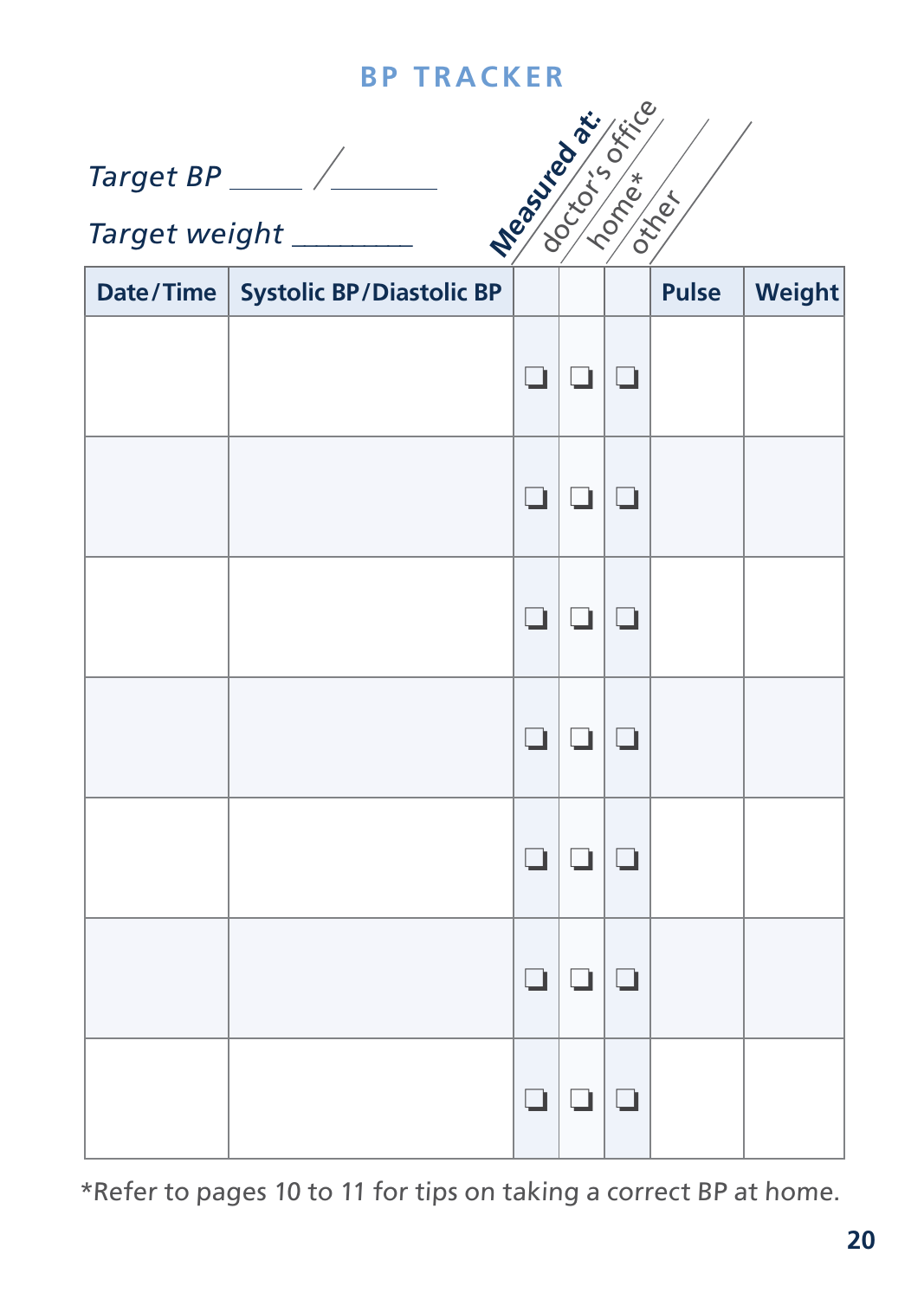# BP TRACKER

*Target BP* ______ / ________

*Target weight* ________

| Date/Time | Systolic BP/Diastolic BP | Measured at: doctor's office | home* | other | Pulse | Weight |
|---|---|---|---|---|---|---|
| | | ❑ | ❑ | ❑ | | |
| | | ❑ | ❑ | ❑ | | |
| | | ❑ | ❑ | ❑ | | |
| | | ❑ | ❑ | ❑ | | |
| | | ❑ | ❑ | ❑ | | |
| | | ❑ | ❑ | ❑ | | |
| | | ❑ | ❑ | ❑ | | |

*Refer to pages 10 to 11 for tips on taking a correct BP at home.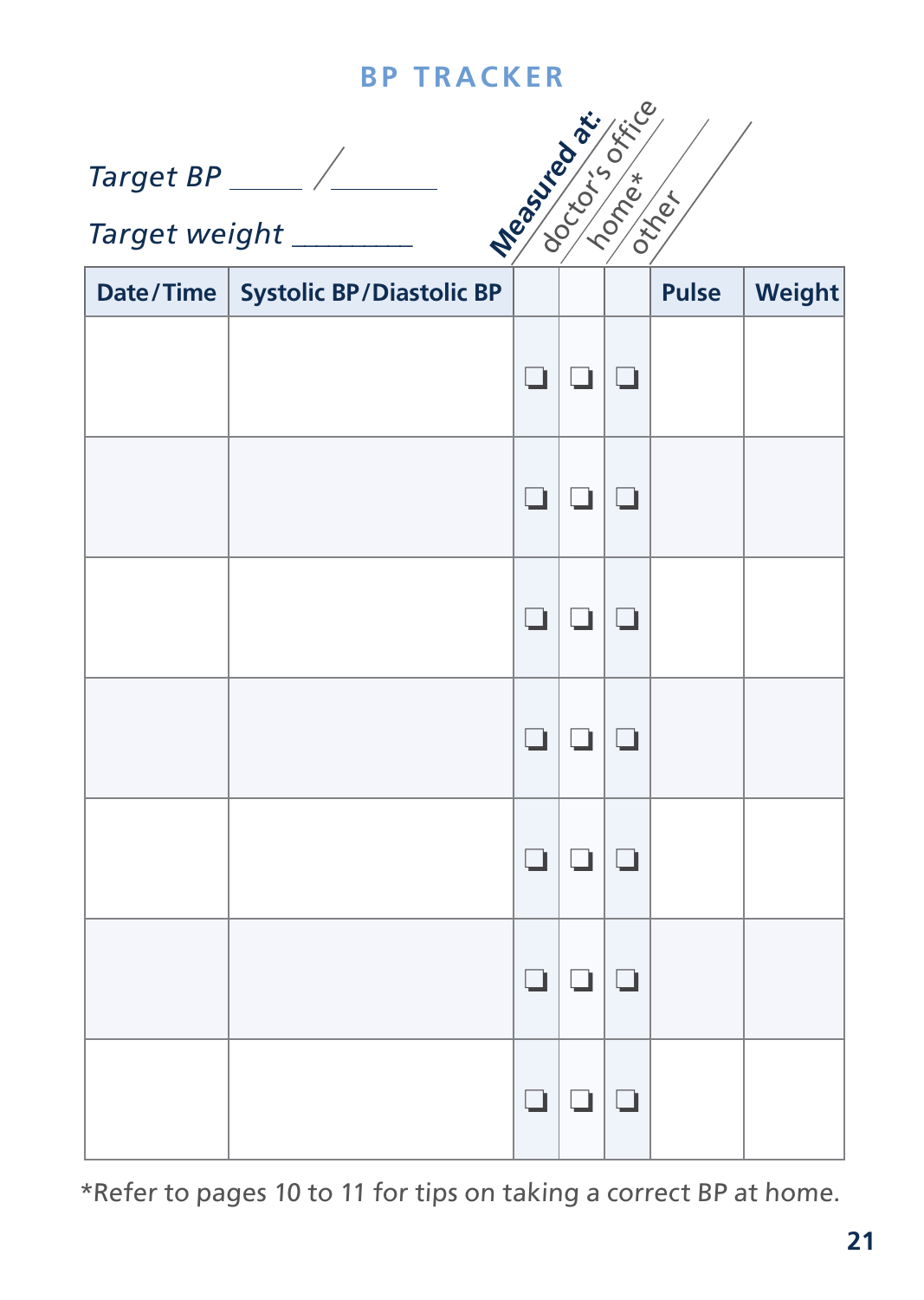# BP TRACKER

*Target BP* _____ / _______

*Target weight* ________

**Measured at:** doctor's office, home*, other

| Date/Time | Systolic BP/Diastolic BP | doctor's office | home* | other | Pulse | Weight |
|---|---|---|---|---|---|---|
| | | ❑ | ❑ | ❑ | | |
| | | ❑ | ❑ | ❑ | | |
| | | ❑ | ❑ | ❑ | | |
| | | ❑ | ❑ | ❑ | | |
| | | ❑ | ❑ | ❑ | | |
| | | ❑ | ❑ | ❑ | | |
| | | ❑ | ❑ | ❑ | | |

*Refer to pages 10 to 11 for tips on taking a correct BP at home.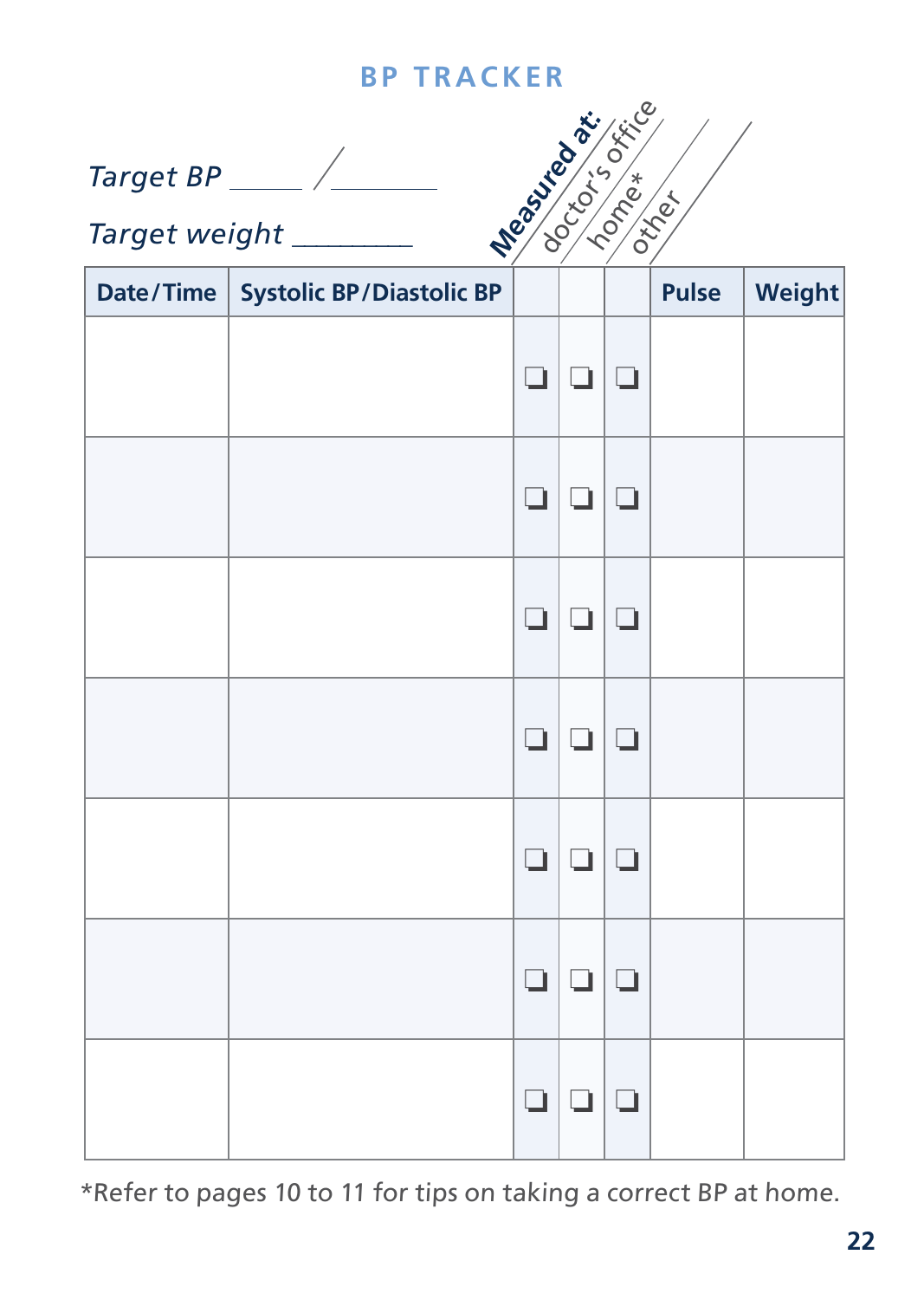# BP TRACKER

*Target BP* _____ / _______

*Target weight* ________

| Date/Time | Systolic BP/Diastolic BP | Measured at: doctor's office | home* | other | Pulse | Weight |
|---|---|---|---|---|---|---|
| | | ❑ | ❑ | ❑ | | |
| | | ❑ | ❑ | ❑ | | |
| | | ❑ | ❑ | ❑ | | |
| | | ❑ | ❑ | ❑ | | |
| | | ❑ | ❑ | ❑ | | |
| | | ❑ | ❑ | ❑ | | |
| | | ❑ | ❑ | ❑ | | |

*Refer to pages 10 to 11 for tips on taking a correct BP at home.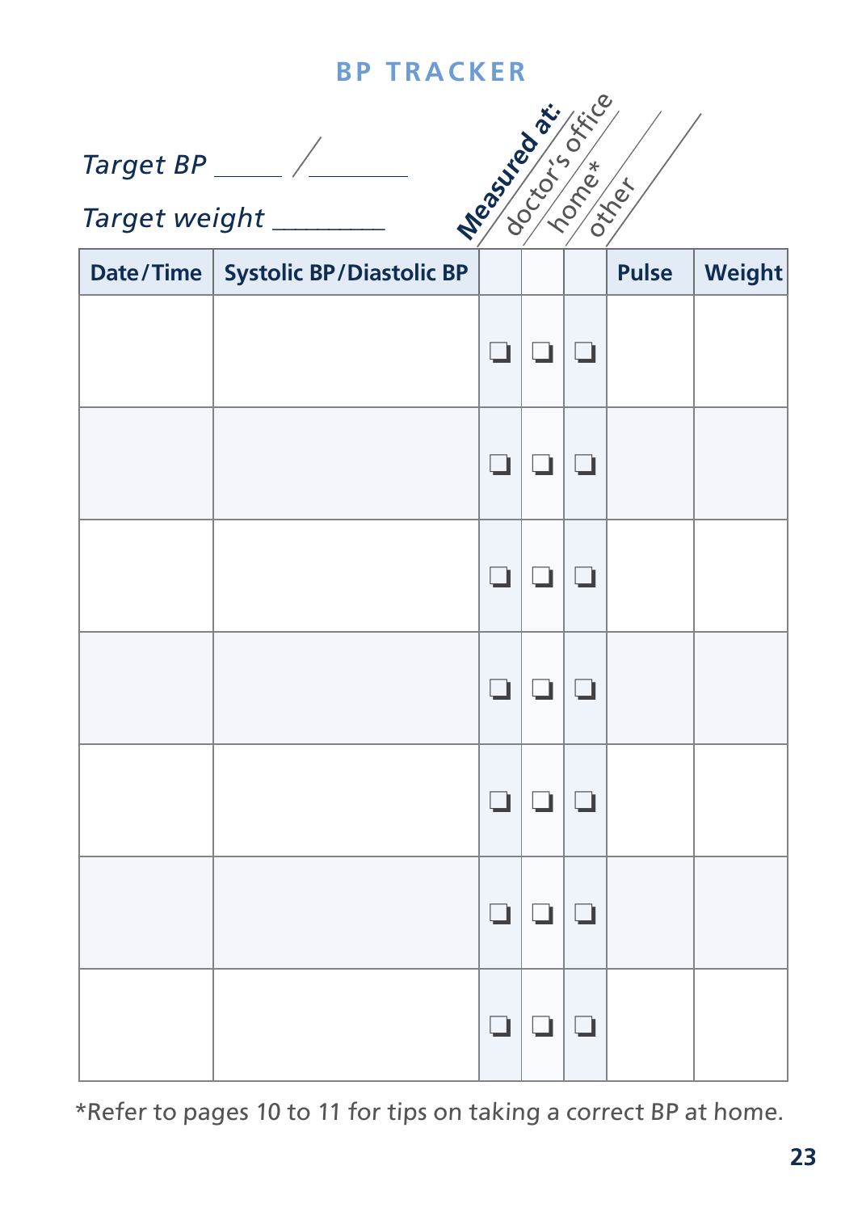## BP TRACKER

*Target BP* _____ /_______

*Target weight* ________

| Date/Time | Systolic BP/Diastolic BP | **Measured at:** doctor's office | home* | other | Pulse | Weight |
|---|---|---|---|---|---|---|
| | | ❑ | ❑ | ❑ | | |
| | | ❑ | ❑ | ❑ | | |
| | | ❑ | ❑ | ❑ | | |
| | | ❑ | ❑ | ❑ | | |
| | | ❑ | ❑ | ❑ | | |
| | | ❑ | ❑ | ❑ | | |
| | | ❑ | ❑ | ❑ | | |

*Refer to pages 10 to 11 for tips on taking a correct BP at home.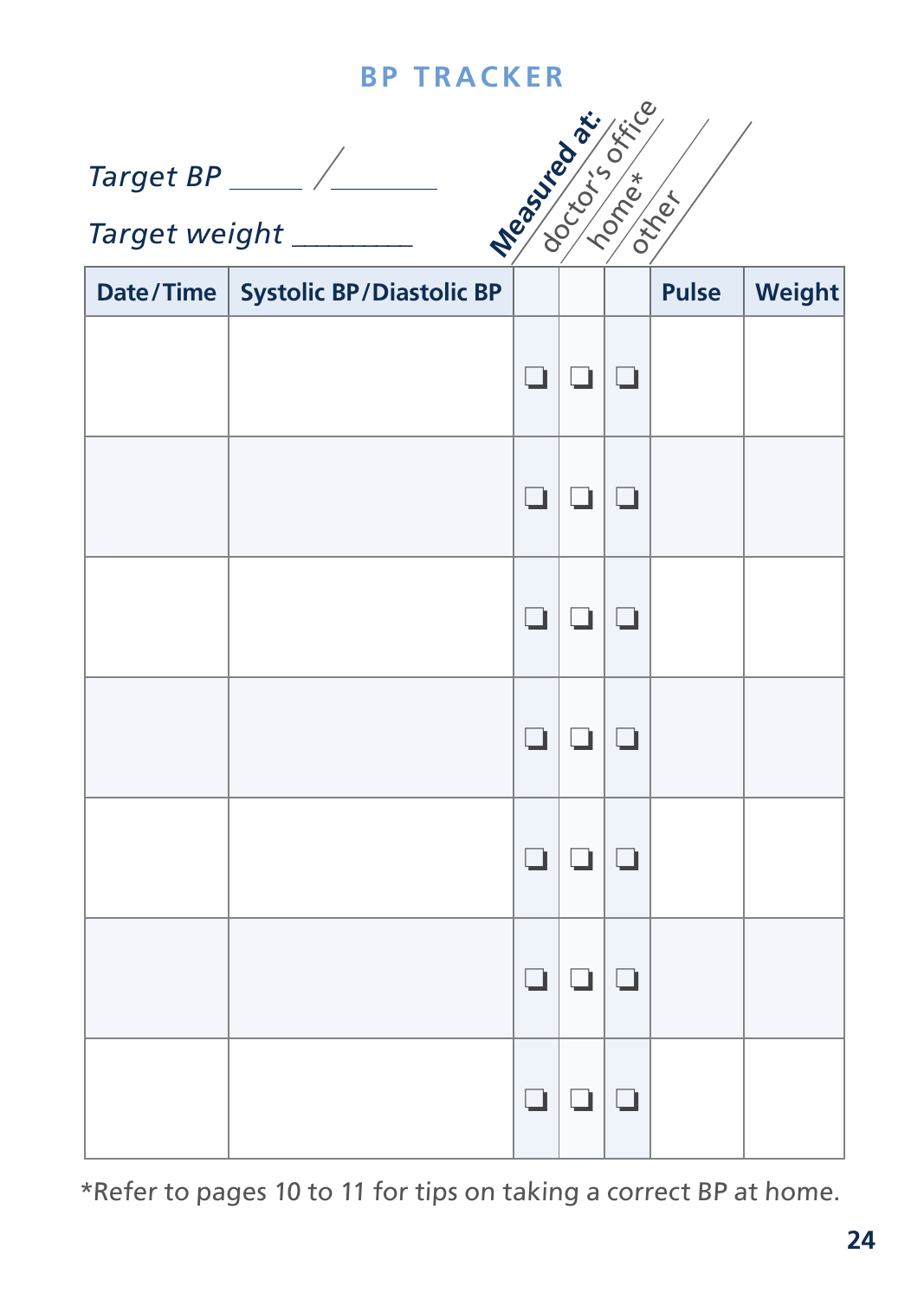# BP TRACKER

*Target BP* _____ / _______

*Target weight* ________

| Date/Time | Systolic BP/Diastolic BP | Measured at: doctor's office | home* | other | Pulse | Weight |
|---|---|---|---|---|---|---|
| | | ❑ | ❑ | ❑ | | |
| | | ❑ | ❑ | ❑ | | |
| | | ❑ | ❑ | ❑ | | |
| | | ❑ | ❑ | ❑ | | |
| | | ❑ | ❑ | ❑ | | |
| | | ❑ | ❑ | ❑ | | |
| | | ❑ | ❑ | ❑ | | |

*Refer to pages 10 to 11 for tips on taking a correct BP at home.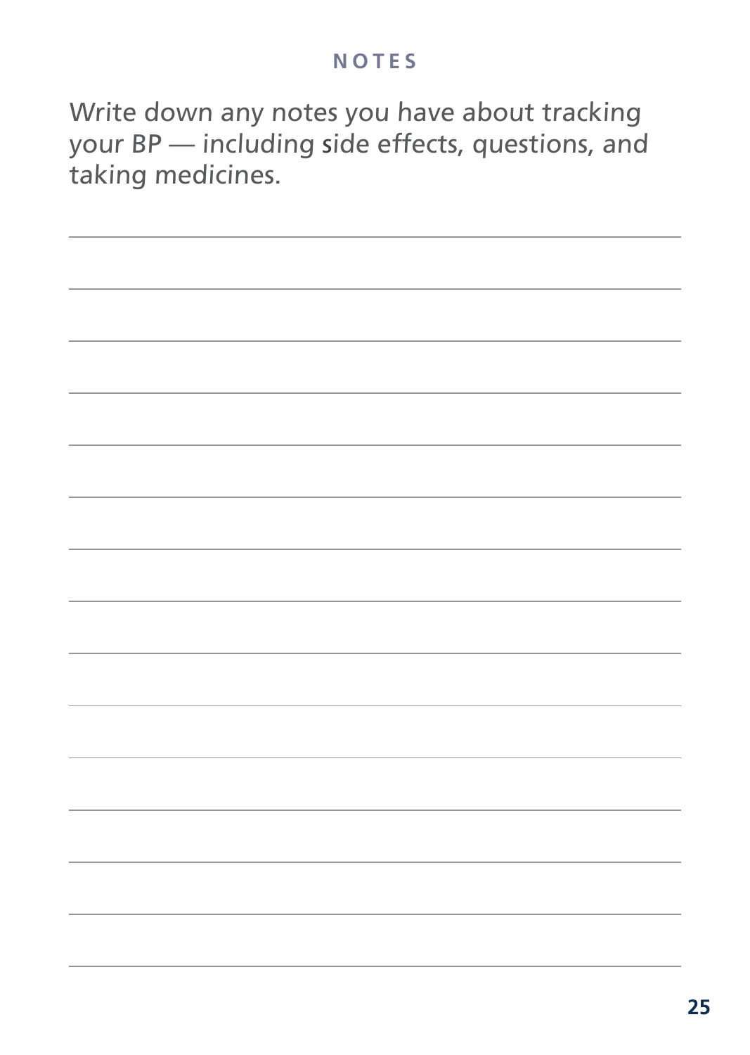## NOTES

Write down any notes you have about tracking your BP — including side effects, questions, and taking medicines.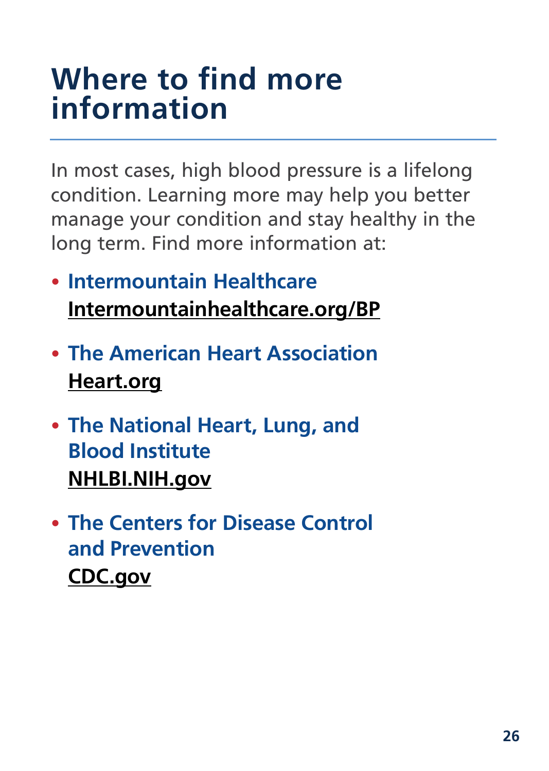# Where to find more information

In most cases, high blood pressure is a lifelong condition. Learning more may help you better manage your condition and stay healthy in the long term. Find more information at:

- **Intermountain Healthcare**
  **Intermountainhealthcare.org/BP**
- **The American Heart Association**
  **Heart.org**
- **The National Heart, Lung, and Blood Institute**
  **NHLBI.NIH.gov**
- **The Centers for Disease Control and Prevention**
  **CDC.gov**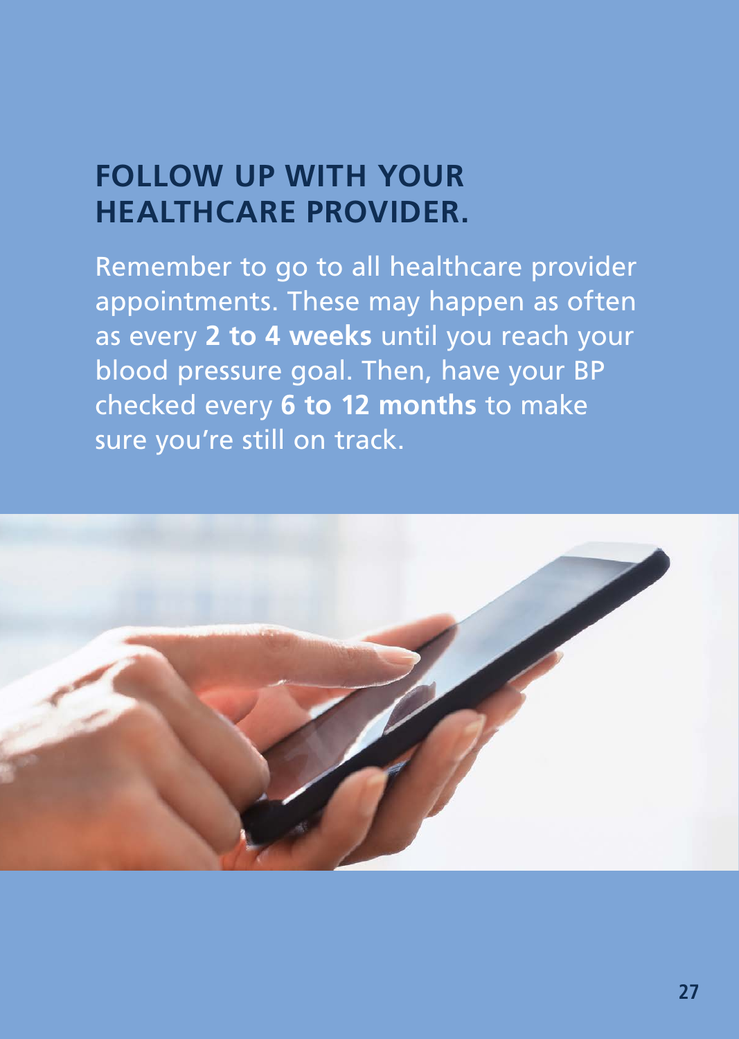## FOLLOW UP WITH YOUR HEALTHCARE PROVIDER.

Remember to go to all healthcare provider appointments. These may happen as often as every **2 to 4 weeks** until you reach your blood pressure goal. Then, have your BP checked every **6 to 12 months** to make sure you're still on track.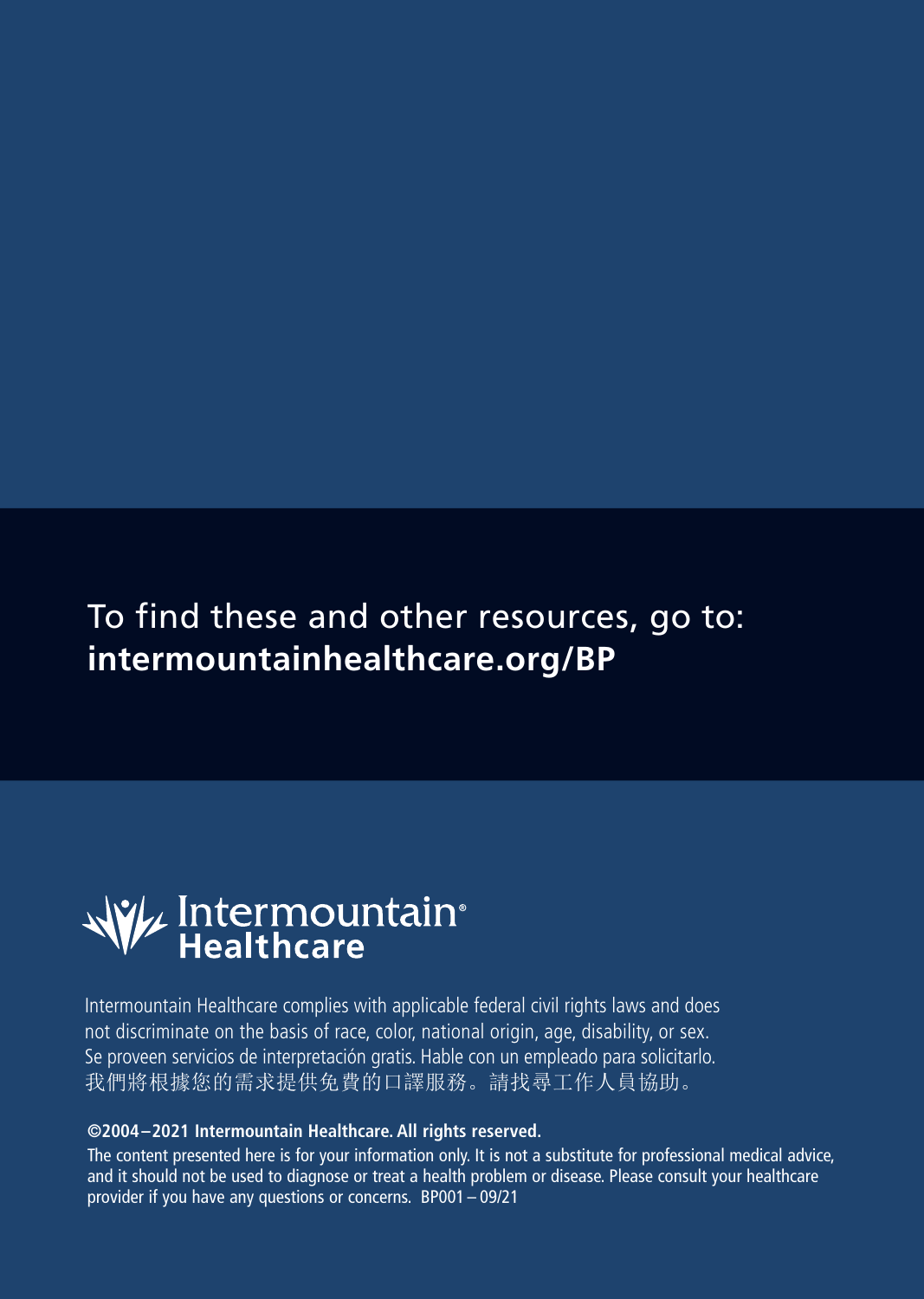To find these and other resources, go to:
**intermountainhealthcare.org/BP**

Intermountain Healthcare

Intermountain Healthcare complies with applicable federal civil rights laws and does not discriminate on the basis of race, color, national origin, age, disability, or sex.
Se proveen servicios de interpretación gratis. Hable con un empleado para solicitarlo.
我們將根據您的需求提供免費的口譯服務。請找尋工作人員協助。

**©2004–2021 Intermountain Healthcare. All rights reserved.**

The content presented here is for your information only. It is not a substitute for professional medical advice, and it should not be used to diagnose or treat a health problem or disease. Please consult your healthcare provider if you have any questions or concerns. BP001 – 09/21